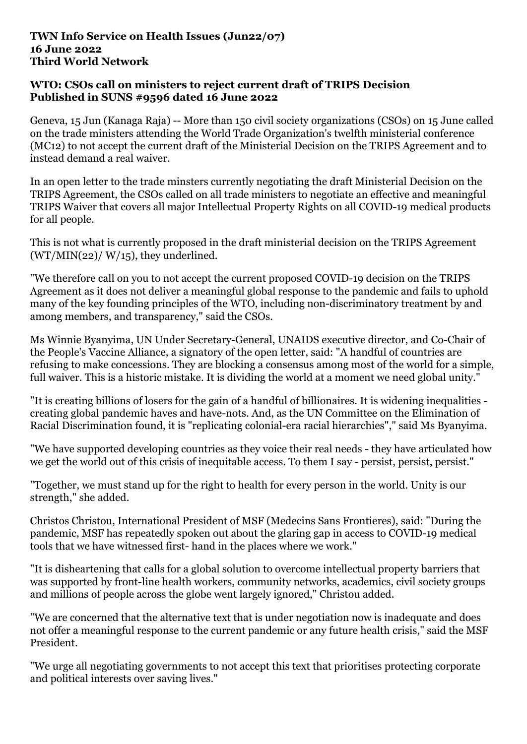**TWN Info Service on Health Issues (Jun22/07)**
**16 June 2022**
**Third World Network**

**WTO: CSOs call on ministers to reject current draft of TRIPS Decision**
**Published in SUNS #9596 dated 16 June 2022**

Geneva, 15 Jun (Kanaga Raja) -- More than 150 civil society organizations (CSOs) on 15 June called on the trade ministers attending the World Trade Organization's twelfth ministerial conference (MC12) to not accept the current draft of the Ministerial Decision on the TRIPS Agreement and to instead demand a real waiver.

In an open letter to the trade minsters currently negotiating the draft Ministerial Decision on the TRIPS Agreement, the CSOs called on all trade ministers to negotiate an effective and meaningful TRIPS Waiver that covers all major Intellectual Property Rights on all COVID-19 medical products for all people.

This is not what is currently proposed in the draft ministerial decision on the TRIPS Agreement (WT/MIN(22)/ W/15), they underlined.

"We therefore call on you to not accept the current proposed COVID-19 decision on the TRIPS Agreement as it does not deliver a meaningful global response to the pandemic and fails to uphold many of the key founding principles of the WTO, including non-discriminatory treatment by and among members, and transparency," said the CSOs.

Ms Winnie Byanyima, UN Under Secretary-General, UNAIDS executive director, and Co-Chair of the People's Vaccine Alliance, a signatory of the open letter, said: "A handful of countries are refusing to make concessions. They are blocking a consensus among most of the world for a simple, full waiver. This is a historic mistake. It is dividing the world at a moment we need global unity."

"It is creating billions of losers for the gain of a handful of billionaires. It is widening inequalities - creating global pandemic haves and have-nots. And, as the UN Committee on the Elimination of Racial Discrimination found, it is "replicating colonial-era racial hierarchies"," said Ms Byanyima.

"We have supported developing countries as they voice their real needs - they have articulated how we get the world out of this crisis of inequitable access. To them I say - persist, persist, persist."

"Together, we must stand up for the right to health for every person in the world. Unity is our strength," she added.

Christos Christou, International President of MSF (Medecins Sans Frontieres), said: "During the pandemic, MSF has repeatedly spoken out about the glaring gap in access to COVID-19 medical tools that we have witnessed first- hand in the places where we work."

"It is disheartening that calls for a global solution to overcome intellectual property barriers that was supported by front-line health workers, community networks, academics, civil society groups and millions of people across the globe went largely ignored," Christou added.

"We are concerned that the alternative text that is under negotiation now is inadequate and does not offer a meaningful response to the current pandemic or any future health crisis," said the MSF President.

"We urge all negotiating governments to not accept this text that prioritises protecting corporate and political interests over saving lives."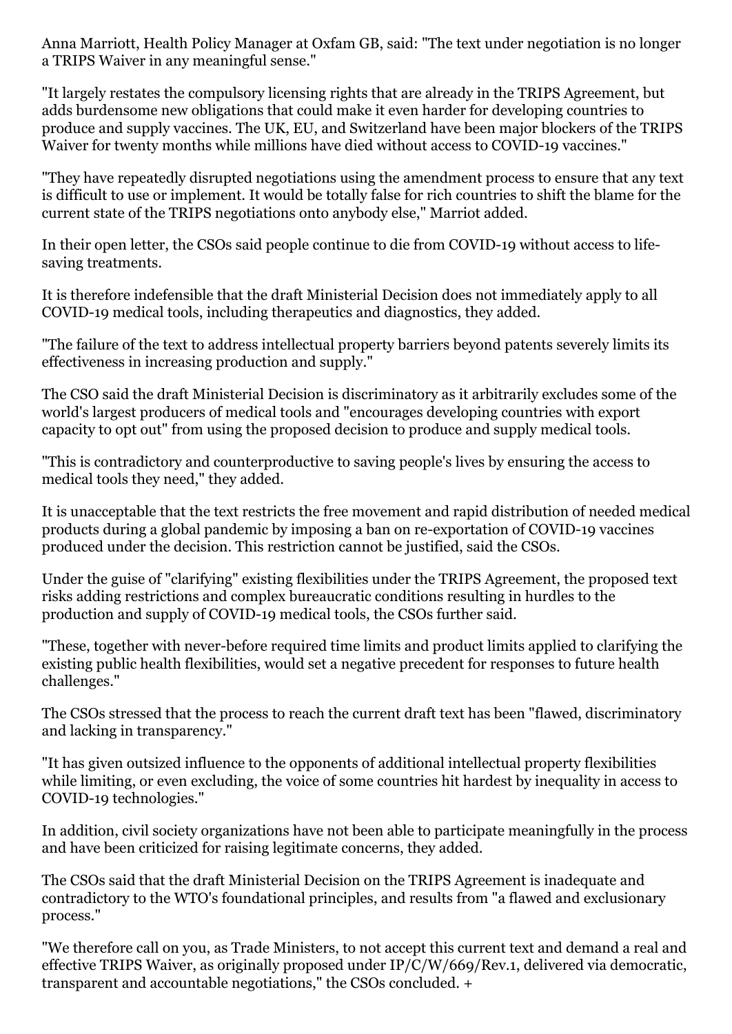Anna Marriott, Health Policy Manager at Oxfam GB, said: "The text under negotiation is no longer a TRIPS Waiver in any meaningful sense."

"It largely restates the compulsory licensing rights that are already in the TRIPS Agreement, but adds burdensome new obligations that could make it even harder for developing countries to produce and supply vaccines. The UK, EU, and Switzerland have been major blockers of the TRIPS Waiver for twenty months while millions have died without access to COVID-19 vaccines."

"They have repeatedly disrupted negotiations using the amendment process to ensure that any text is difficult to use or implement. It would be totally false for rich countries to shift the blame for the current state of the TRIPS negotiations onto anybody else," Marriot added.

In their open letter, the CSOs said people continue to die from COVID-19 without access to life-saving treatments.

It is therefore indefensible that the draft Ministerial Decision does not immediately apply to all COVID-19 medical tools, including therapeutics and diagnostics, they added.

"The failure of the text to address intellectual property barriers beyond patents severely limits its effectiveness in increasing production and supply."

The CSO said the draft Ministerial Decision is discriminatory as it arbitrarily excludes some of the world's largest producers of medical tools and "encourages developing countries with export capacity to opt out" from using the proposed decision to produce and supply medical tools.

"This is contradictory and counterproductive to saving people's lives by ensuring the access to medical tools they need," they added.

It is unacceptable that the text restricts the free movement and rapid distribution of needed medical products during a global pandemic by imposing a ban on re-exportation of COVID-19 vaccines produced under the decision. This restriction cannot be justified, said the CSOs.

Under the guise of "clarifying" existing flexibilities under the TRIPS Agreement, the proposed text risks adding restrictions and complex bureaucratic conditions resulting in hurdles to the production and supply of COVID-19 medical tools, the CSOs further said.

"These, together with never-before required time limits and product limits applied to clarifying the existing public health flexibilities, would set a negative precedent for responses to future health challenges."

The CSOs stressed that the process to reach the current draft text has been "flawed, discriminatory and lacking in transparency."

"It has given outsized influence to the opponents of additional intellectual property flexibilities while limiting, or even excluding, the voice of some countries hit hardest by inequality in access to COVID-19 technologies."

In addition, civil society organizations have not been able to participate meaningfully in the process and have been criticized for raising legitimate concerns, they added.

The CSOs said that the draft Ministerial Decision on the TRIPS Agreement is inadequate and contradictory to the WTO's foundational principles, and results from "a flawed and exclusionary process."

"We therefore call on you, as Trade Ministers, to not accept this current text and demand a real and effective TRIPS Waiver, as originally proposed under IP/C/W/669/Rev.1, delivered via democratic, transparent and accountable negotiations," the CSOs concluded. +